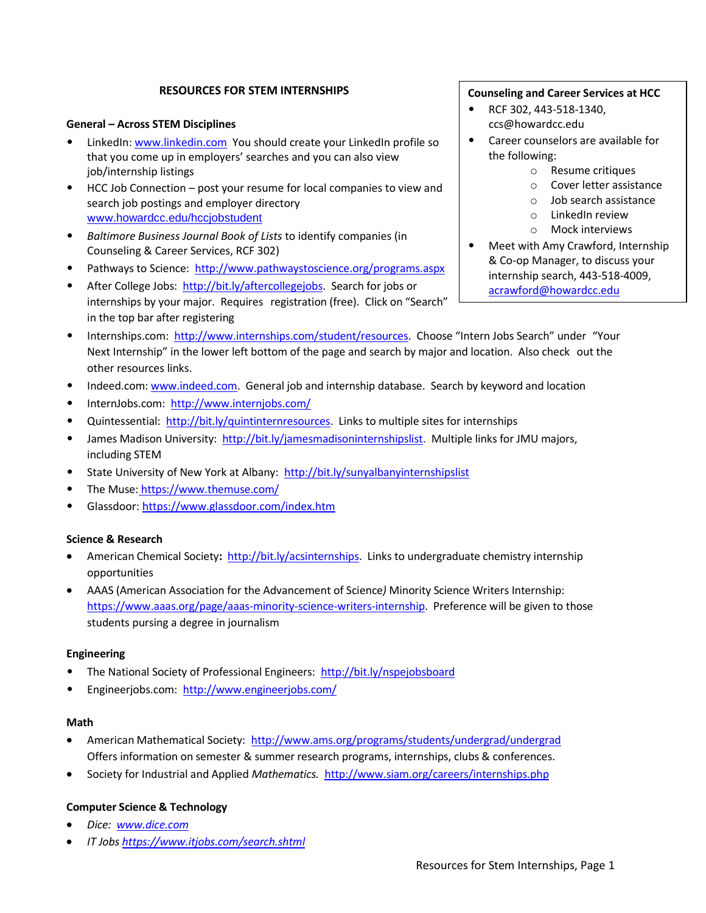# RESOURCES FOR STEM INTERNSHIPS

## General – Across STEM Disciplines

- LinkedIn: www.linkedin.com You should create your LinkedIn profile so that you come up in employers' searches and you can also view job/internship listings
- HCC Job Connection – post your resume for local companies to view and search job postings and employer directory www.howardcc.edu/hccjobstudent
- *Baltimore Business Journal Book of Lists* to identify companies (in Counseling & Career Services, RCF 302)
- Pathways to Science: http://www.pathwaystoscience.org/programs.aspx
- After College Jobs: http://bit.ly/aftercollegejobs. Search for jobs or internships by your major. Requires registration (free). Click on "Search" in the top bar after registering
- Internships.com: http://www.internships.com/student/resources. Choose "Intern Jobs Search" under "Your Next Internship" in the lower left bottom of the page and search by major and location. Also check out the other resources links.
- Indeed.com: www.indeed.com. General job and internship database. Search by keyword and location
- InternJobs.com: http://www.internjobs.com/
- Quintessential: http://bit.ly/quintinternresources. Links to multiple sites for internships
- James Madison University: http://bit.ly/jamesmadisoninternshipslist. Multiple links for JMU majors, including STEM
- State University of New York at Albany: http://bit.ly/sunyalbanyinternshipslist
- The Muse: https://www.themuse.com/
- Glassdoor: https://www.glassdoor.com/index.htm

**Counseling and Career Services at HCC**

- RCF 302, 443-518-1340, ccs@howardcc.edu
- Career counselors are available for the following:
  - Resume critiques
  - Cover letter assistance
  - Job search assistance
  - LinkedIn review
  - Mock interviews
- Meet with Amy Crawford, Internship & Co-op Manager, to discuss your internship search, 443-518-4009, acrawford@howardcc.edu

## Science & Research

- American Chemical Society**:** http://bit.ly/acsinternships. Links to undergraduate chemistry internship opportunities
- AAAS (American Association for the Advancement of Science*)* Minority Science Writers Internship: https://www.aaas.org/page/aaas-minority-science-writers-internship. Preference will be given to those students pursing a degree in journalism

## Engineering

- The National Society of Professional Engineers: http://bit.ly/nspejobsboard
- Engineerjobs.com: http://www.engineerjobs.com/

## Math

- American Mathematical Society: http://www.ams.org/programs/students/undergrad/undergrad Offers information on semester & summer research programs, internships, clubs & conferences.
- Society for Industrial and Applied *Mathematics.* http://www.siam.org/careers/internships.php

## Computer Science & Technology

- *Dice: www.dice.com*
- *IT Jobs https://www.itjobs.com/search.shtml*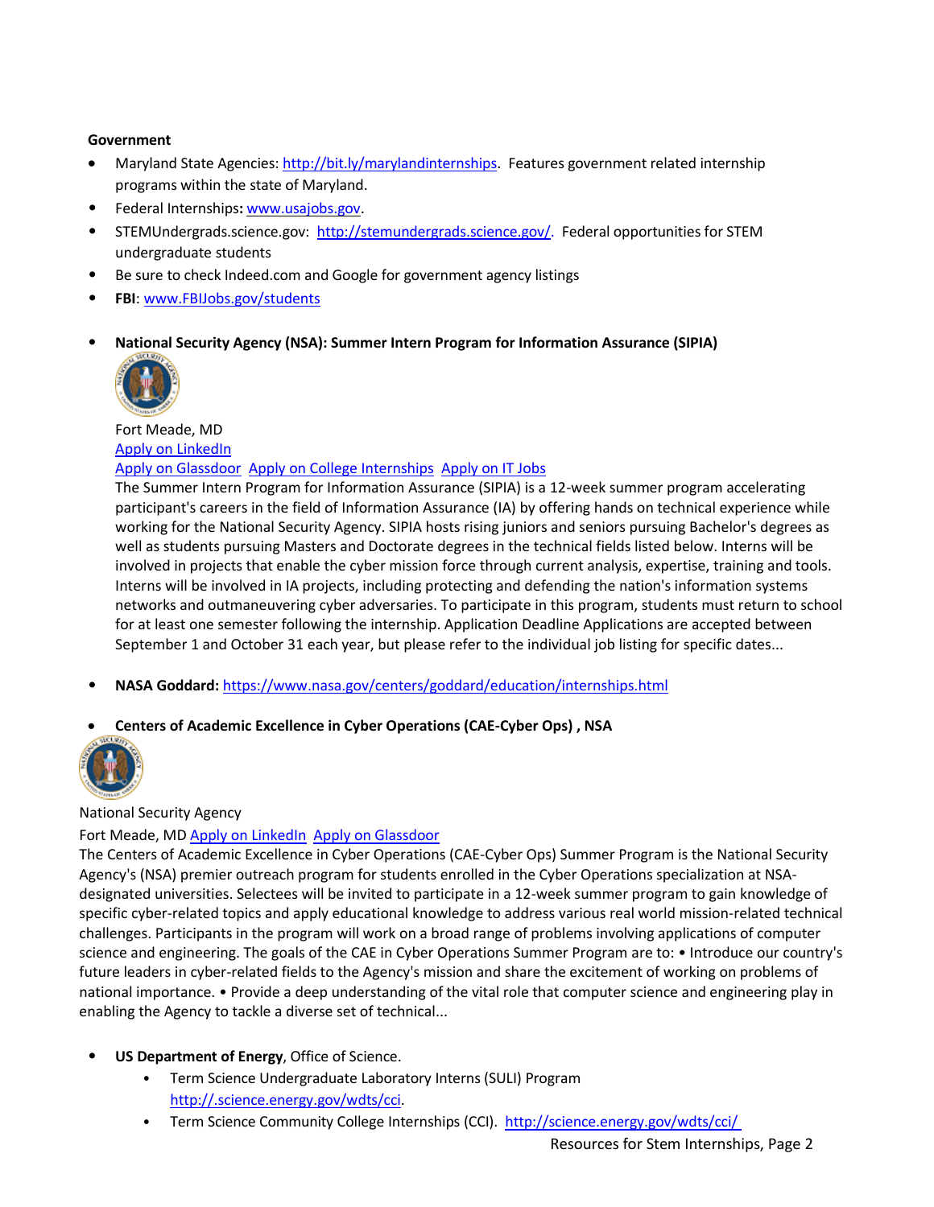**Government**

- Maryland State Agencies: [http://bit.ly/marylandinternships](http://bit.ly/marylandinternships). Features government related internship programs within the state of Maryland.
- Federal Internships**:** [www.usajobs.gov](http://www.usajobs.gov).
- STEMUndergrads.science.gov: [http://stemundergrads.science.gov/](http://stemundergrads.science.gov/). Federal opportunities for STEM undergraduate students
- Be sure to check Indeed.com and Google for government agency listings
- **FBI**: [www.FBIJobs.gov/students](http://www.FBIJobs.gov/students)

- **National Security Agency (NSA): Summer Intern Program for Information Assurance (SIPIA)**

  Fort Meade, MD
  Apply on LinkedIn
  Apply on Glassdoor Apply on College Internships Apply on IT Jobs
  The Summer Intern Program for Information Assurance (SIPIA) is a 12-week summer program accelerating participant's careers in the field of Information Assurance (IA) by offering hands on technical experience while working for the National Security Agency. SIPIA hosts rising juniors and seniors pursuing Bachelor's degrees as well as students pursuing Masters and Doctorate degrees in the technical fields listed below. Interns will be involved in projects that enable the cyber mission force through current analysis, expertise, training and tools. Interns will be involved in IA projects, including protecting and defending the nation's information systems networks and outmaneuvering cyber adversaries. To participate in this program, students must return to school for at least one semester following the internship. Application Deadline Applications are accepted between September 1 and October 31 each year, but please refer to the individual job listing for specific dates...

- **NASA Goddard:** [https://www.nasa.gov/centers/goddard/education/internships.html](https://www.nasa.gov/centers/goddard/education/internships.html)

- **Centers of Academic Excellence in Cyber Operations (CAE-Cyber Ops) , NSA**

National Security Agency
Fort Meade, MD Apply on LinkedIn Apply on Glassdoor
The Centers of Academic Excellence in Cyber Operations (CAE-Cyber Ops) Summer Program is the National Security Agency's (NSA) premier outreach program for students enrolled in the Cyber Operations specialization at NSA-designated universities. Selectees will be invited to participate in a 12-week summer program to gain knowledge of specific cyber-related topics and apply educational knowledge to address various real world mission-related technical challenges. Participants in the program will work on a broad range of problems involving applications of computer science and engineering. The goals of the CAE in Cyber Operations Summer Program are to: • Introduce our country's future leaders in cyber-related fields to the Agency's mission and share the excitement of working on problems of national importance. • Provide a deep understanding of the vital role that computer science and engineering play in enabling the Agency to tackle a diverse set of technical...

- **US Department of Energy**, Office of Science.
  - Term Science Undergraduate Laboratory Interns (SULI) Program [http://.science.energy.gov/wdts/cci](http://.science.energy.gov/wdts/cci).
  - Term Science Community College Internships (CCI). [http://science.energy.gov/wdts/cci/](http://science.energy.gov/wdts/cci/)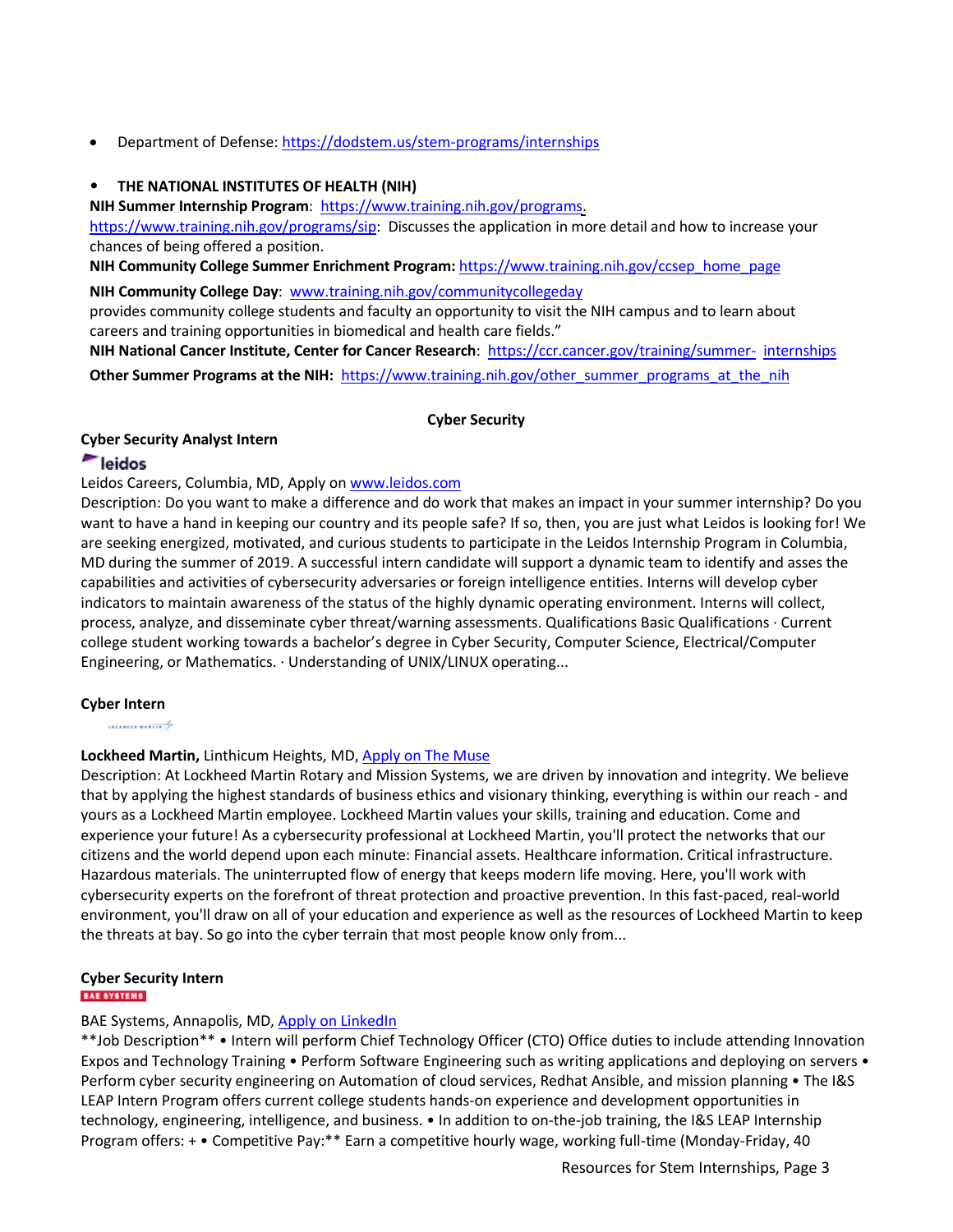- Department of Defense: https://dodstem.us/stem-programs/internships

- **THE NATIONAL INSTITUTES OF HEALTH (NIH)**

**NIH Summer Internship Program**: https://www.training.nih.gov/programs.
https://www.training.nih.gov/programs/sip: Discusses the application in more detail and how to increase your chances of being offered a position.

**NIH Community College Summer Enrichment Program:** https://www.training.nih.gov/ccsep_home_page

**NIH Community College Day**: www.training.nih.gov/communitycollegeday
provides community college students and faculty an opportunity to visit the NIH campus and to learn about careers and training opportunities in biomedical and health care fields."

**NIH National Cancer Institute, Center for Cancer Research**: https://ccr.cancer.gov/training/summer- internships

**Other Summer Programs at the NIH:** https://www.training.nih.gov/other_summer_programs_at_the_nih

## Cyber Security

### Cyber Security Analyst Intern

leidos

Leidos Careers, Columbia, MD, Apply on www.leidos.com

Description: Do you want to make a difference and do work that makes an impact in your summer internship? Do you want to have a hand in keeping our country and its people safe? If so, then, you are just what Leidos is looking for! We are seeking energized, motivated, and curious students to participate in the Leidos Internship Program in Columbia, MD during the summer of 2019. A successful intern candidate will support a dynamic team to identify and asses the capabilities and activities of cybersecurity adversaries or foreign intelligence entities. Interns will develop cyber indicators to maintain awareness of the status of the highly dynamic operating environment. Interns will collect, process, analyze, and disseminate cyber threat/warning assessments. Qualifications Basic Qualifications · Current college student working towards a bachelor's degree in Cyber Security, Computer Science, Electrical/Computer Engineering, or Mathematics. · Understanding of UNIX/LINUX operating...

### Cyber Intern

**Lockheed Martin,** Linthicum Heights, MD, Apply on The Muse

Description: At Lockheed Martin Rotary and Mission Systems, we are driven by innovation and integrity. We believe that by applying the highest standards of business ethics and visionary thinking, everything is within our reach - and yours as a Lockheed Martin employee. Lockheed Martin values your skills, training and education. Come and experience your future! As a cybersecurity professional at Lockheed Martin, you'll protect the networks that our citizens and the world depend upon each minute: Financial assets. Healthcare information. Critical infrastructure. Hazardous materials. The uninterrupted flow of energy that keeps modern life moving. Here, you'll work with cybersecurity experts on the forefront of threat protection and proactive prevention. In this fast-paced, real-world environment, you'll draw on all of your education and experience as well as the resources of Lockheed Martin to keep the threats at bay. So go into the cyber terrain that most people know only from...

### Cyber Security Intern

BAE SYSTEMS

BAE Systems, Annapolis, MD, Apply on LinkedIn

**Job Description** • Intern will perform Chief Technology Officer (CTO) Office duties to include attending Innovation Expos and Technology Training • Perform Software Engineering such as writing applications and deploying on servers • Perform cyber security engineering on Automation of cloud services, Redhat Ansible, and mission planning • The I&S LEAP Intern Program offers current college students hands-on experience and development opportunities in technology, engineering, intelligence, and business. • In addition to on-the-job training, the I&S LEAP Internship Program offers: + • Competitive Pay:** Earn a competitive hourly wage, working full-time (Monday-Friday, 40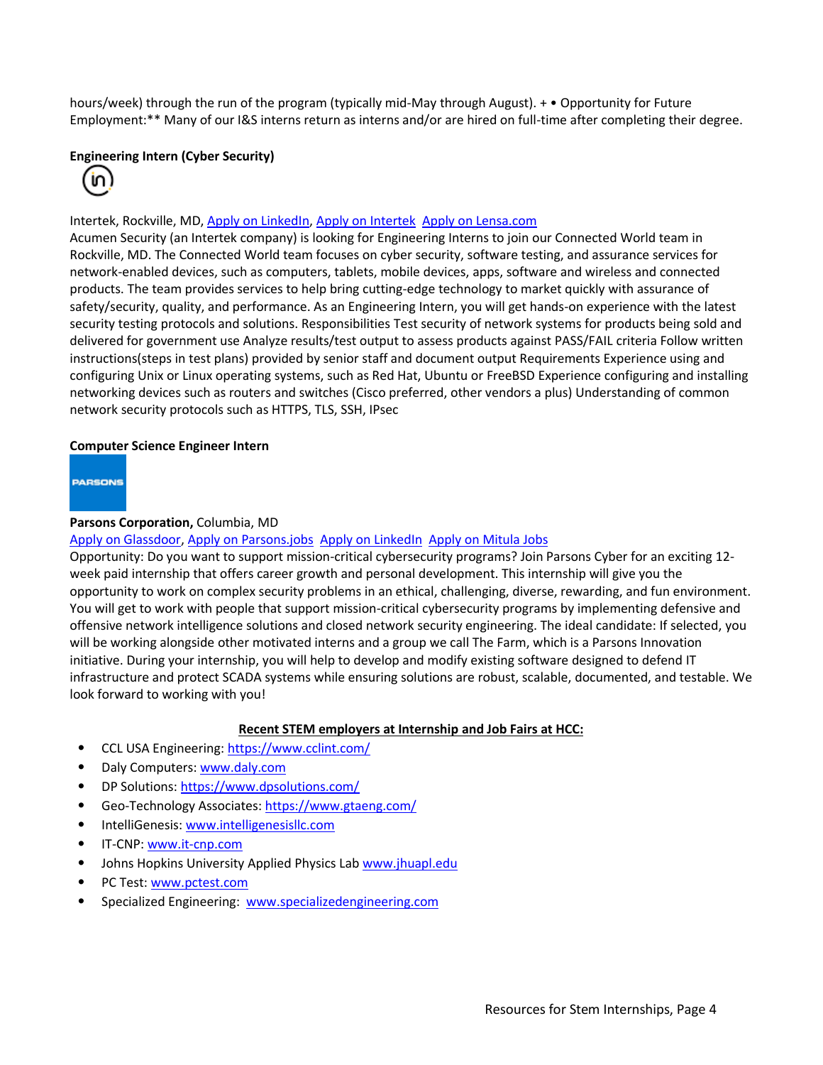hours/week) through the run of the program (typically mid-May through August). + • Opportunity for Future Employment:** Many of our I&S interns return as interns and/or are hired on full-time after completing their degree.

**Engineering Intern (Cyber Security)**

Intertek, Rockville, MD, [Apply on LinkedIn], [Apply on Intertek] [Apply on Lensa.com]

Acumen Security (an Intertek company) is looking for Engineering Interns to join our Connected World team in Rockville, MD. The Connected World team focuses on cyber security, software testing, and assurance services for network-enabled devices, such as computers, tablets, mobile devices, apps, software and wireless and connected products. The team provides services to help bring cutting-edge technology to market quickly with assurance of safety/security, quality, and performance. As an Engineering Intern, you will get hands-on experience with the latest security testing protocols and solutions. Responsibilities Test security of network systems for products being sold and delivered for government use Analyze results/test output to assess products against PASS/FAIL criteria Follow written instructions(steps in test plans) provided by senior staff and document output Requirements Experience using and configuring Unix or Linux operating systems, such as Red Hat, Ubuntu or FreeBSD Experience configuring and installing networking devices such as routers and switches (Cisco preferred, other vendors a plus) Understanding of common network security protocols such as HTTPS, TLS, SSH, IPsec

**Computer Science Engineer Intern**

**Parsons Corporation,** Columbia, MD

[Apply on Glassdoor], [Apply on Parsons.jobs] [Apply on LinkedIn] [Apply on Mitula Jobs]

Opportunity: Do you want to support mission-critical cybersecurity programs? Join Parsons Cyber for an exciting 12-week paid internship that offers career growth and personal development. This internship will give you the opportunity to work on complex security problems in an ethical, challenging, diverse, rewarding, and fun environment. You will get to work with people that support mission-critical cybersecurity programs by implementing defensive and offensive network intelligence solutions and closed network security engineering. The ideal candidate: If selected, you will be working alongside other motivated interns and a group we call The Farm, which is a Parsons Innovation initiative. During your internship, you will help to develop and modify existing software designed to defend IT infrastructure and protect SCADA systems while ensuring solutions are robust, scalable, documented, and testable. We look forward to working with you!

**Recent STEM employers at Internship and Job Fairs at HCC:**

- CCL USA Engineering: https://www.cclint.com/
- Daly Computers: www.daly.com
- DP Solutions: https://www.dpsolutions.com/
- Geo-Technology Associates: https://www.gtaeng.com/
- IntelliGenesis: www.intelligenesisllc.com
- IT-CNP: www.it-cnp.com
- Johns Hopkins University Applied Physics Lab www.jhuapl.edu
- PC Test: www.pctest.com
- Specialized Engineering: www.specializedengineering.com